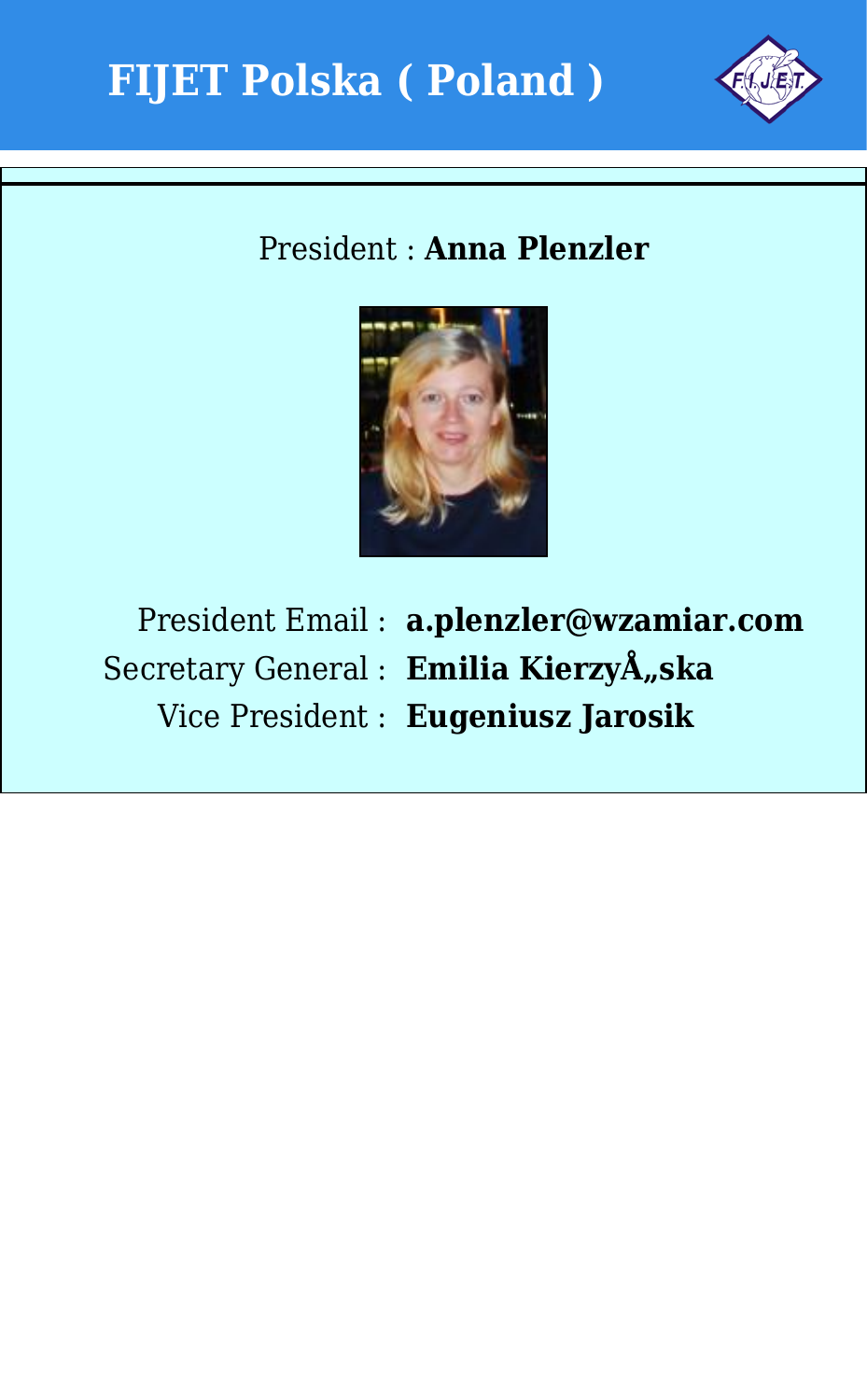# FIJET Polska ( Poland )

President : **Anna Plenzler**

President Email : **a.plenzler@wzamiar.com**

Secretary General : **Emilia KierzyÅ„ska**

Vice President : **Eugeniusz Jarosik**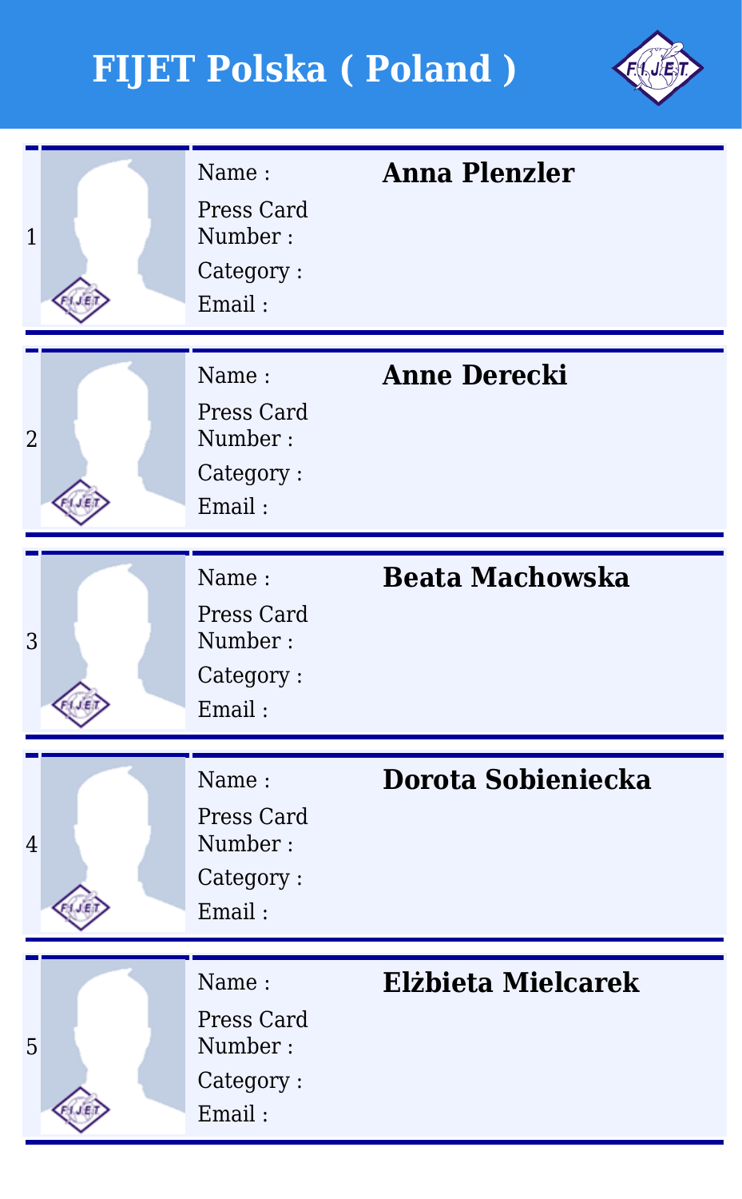# FIJET Polska ( Poland )

| # | Field | Value |
|---|---|---|
| 1 | Name : | **Anna Plenzler** |
| | Press Card Number : | |
| | Category : | |
| | Email : | |
| 2 | Name : | **Anne Derecki** |
| | Press Card Number : | |
| | Category : | |
| | Email : | |
| 3 | Name : | **Beata Machowska** |
| | Press Card Number : | |
| | Category : | |
| | Email : | |
| 4 | Name : | **Dorota Sobieniecka** |
| | Press Card Number : | |
| | Category : | |
| | Email : | |
| 5 | Name : | **Elżbieta Mielcarek** |
| | Press Card Number : | |
| | Category : | |
| | Email : | |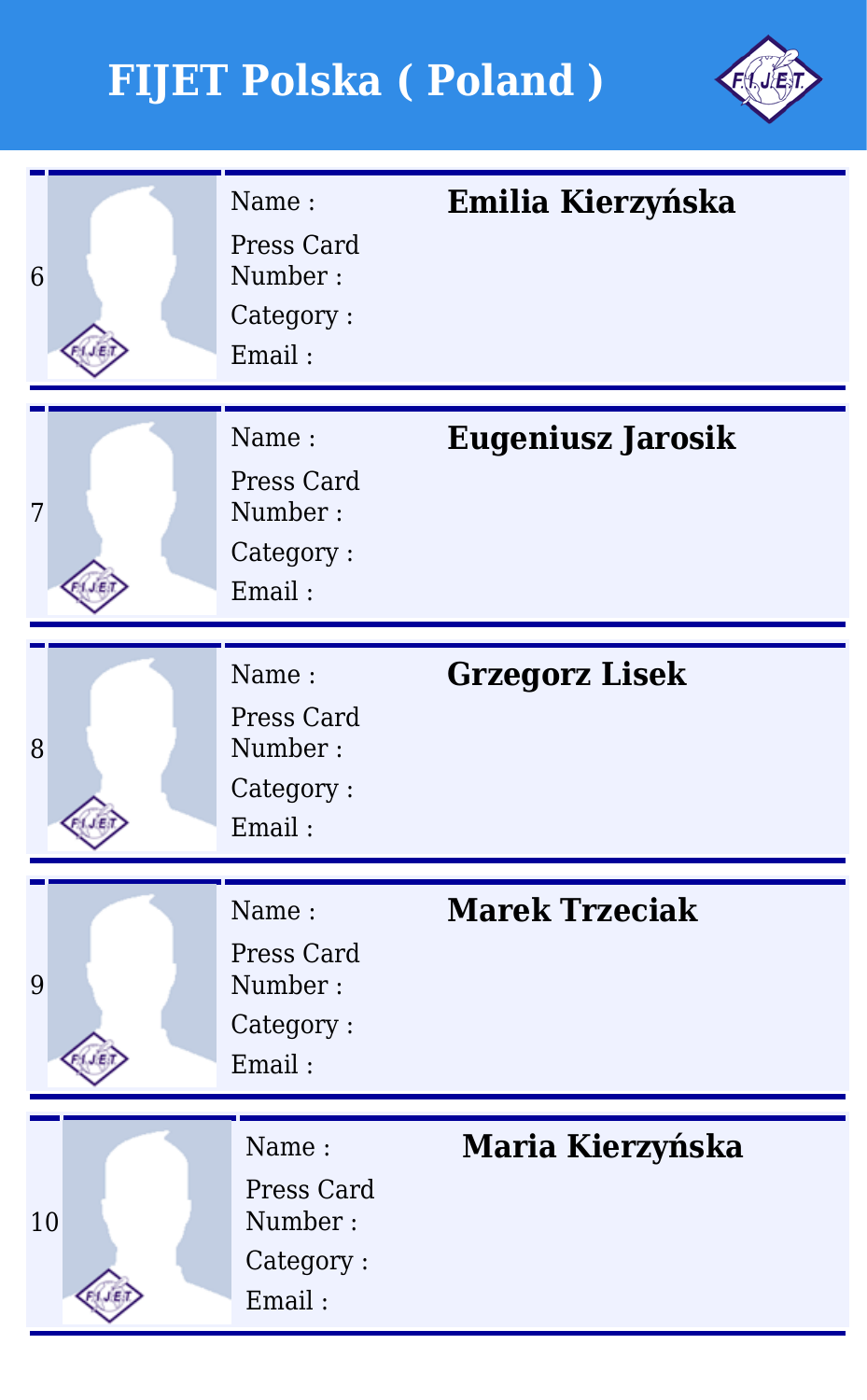# FIJET Polska ( Poland )

| # | Field | Value |
|---|---|---|
| 6 | Name : | **Emilia Kierzyńska** |
| | Press Card Number : | |
| | Category : | |
| | Email : | |
| 7 | Name : | **Eugeniusz Jarosik** |
| | Press Card Number : | |
| | Category : | |
| | Email : | |
| 8 | Name : | **Grzegorz Lisek** |
| | Press Card Number : | |
| | Category : | |
| | Email : | |
| 9 | Name : | **Marek Trzeciak** |
| | Press Card Number : | |
| | Category : | |
| | Email : | |
| 10 | Name : | **Maria Kierzyńska** |
| | Press Card Number : | |
| | Category : | |
| | Email : | |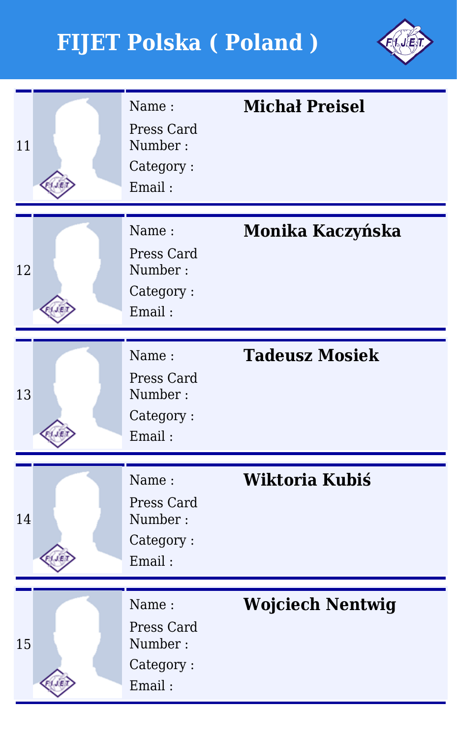# FIJET Polska ( Poland )

| # | Field | Value |
|---|---|---|
| 11 | Name : | **Michał Preisel** |
| | Press Card Number : | |
| | Category : | |
| | Email : | |
| 12 | Name : | **Monika Kaczyńska** |
| | Press Card Number : | |
| | Category : | |
| | Email : | |
| 13 | Name : | **Tadeusz Mosiek** |
| | Press Card Number : | |
| | Category : | |
| | Email : | |
| 14 | Name : | **Wiktoria Kubiś** |
| | Press Card Number : | |
| | Category : | |
| | Email : | |
| 15 | Name : | **Wojciech Nentwig** |
| | Press Card Number : | |
| | Category : | |
| | Email : | |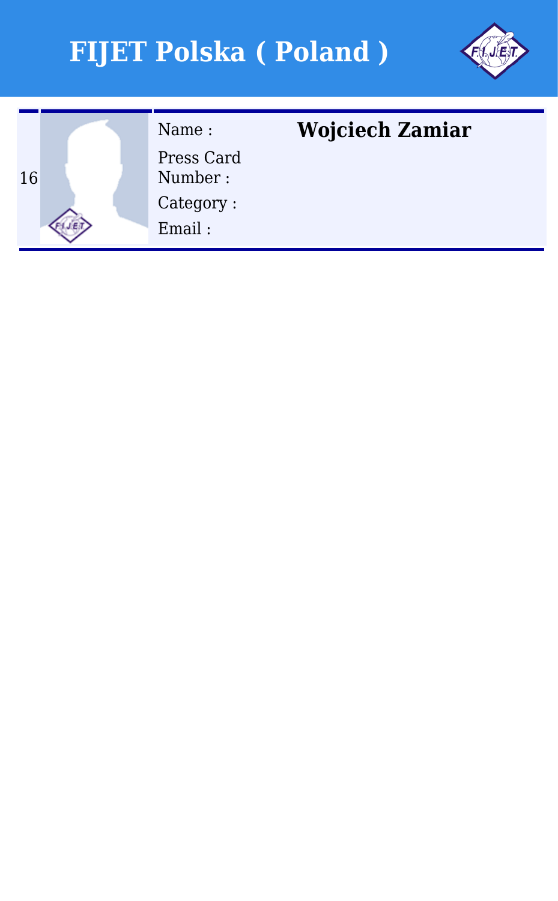# FIJET Polska ( Poland )

| | | | |
|---|---|---|---|
| 16 | | Name :<br>Press Card Number :<br>Category :<br>Email : | **Wojciech Zamiar** |